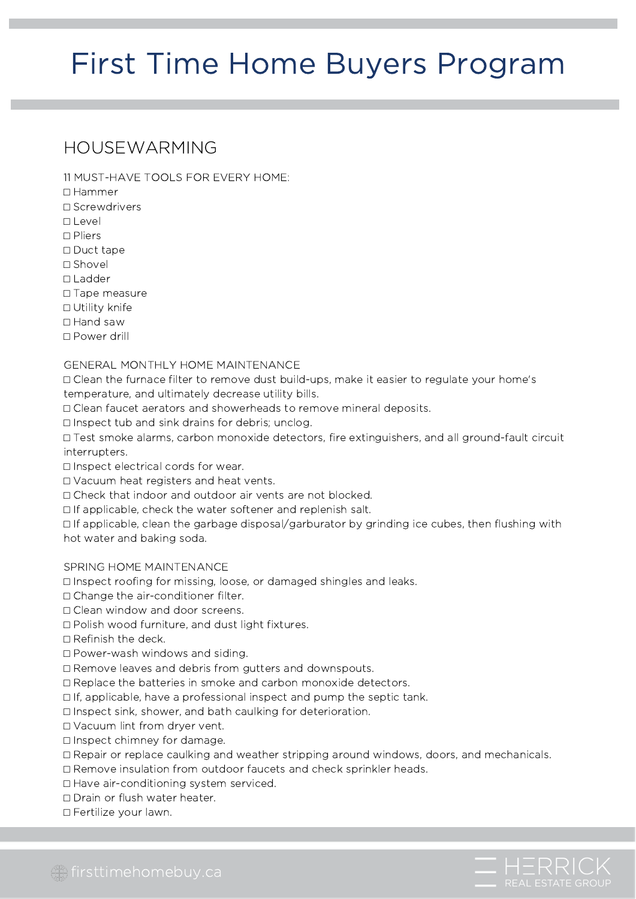# First Time Home Buyers Program

## HOUSEWARMING

11 MUST-HAVE TOOLS FOR EVERY HOME:

- ☐ Hammer
- ☐ Screwdrivers
- ☐ Level
- ☐ Pliers
- ☐ Duct tape
- ☐ Shovel
- ☐ Ladder
- ☐ Tape measure
- ☐ Utility knife
- ☐ Hand saw
- ☐ Power drill

GENERAL MONTHLY HOME MAINTENANCE

- ☐ Clean the furnace filter to remove dust build-ups, make it easier to regulate your home's temperature, and ultimately decrease utility bills.
- ☐ Clean faucet aerators and showerheads to remove mineral deposits.
- ☐ Inspect tub and sink drains for debris; unclog.
- ☐ Test smoke alarms, carbon monoxide detectors, fire extinguishers, and all ground-fault circuit interrupters.
- ☐ Inspect electrical cords for wear.
- ☐ Vacuum heat registers and heat vents.
- ☐ Check that indoor and outdoor air vents are not blocked.
- ☐ If applicable, check the water softener and replenish salt.
- ☐ If applicable, clean the garbage disposal/garburator by grinding ice cubes, then flushing with hot water and baking soda.

SPRING HOME MAINTENANCE

- ☐ Inspect roofing for missing, loose, or damaged shingles and leaks.
- ☐ Change the air-conditioner filter.
- ☐ Clean window and door screens.
- ☐ Polish wood furniture, and dust light fixtures.
- ☐ Refinish the deck.
- ☐ Power-wash windows and siding.
- ☐ Remove leaves and debris from gutters and downspouts.
- ☐ Replace the batteries in smoke and carbon monoxide detectors.
- ☐ If, applicable, have a professional inspect and pump the septic tank.
- ☐ Inspect sink, shower, and bath caulking for deterioration.
- ☐ Vacuum lint from dryer vent.
- ☐ Inspect chimney for damage.
- ☐ Repair or replace caulking and weather stripping around windows, doors, and mechanicals.
- ☐ Remove insulation from outdoor faucets and check sprinkler heads.
- ☐ Have air-conditioning system serviced.
- ☐ Drain or flush water heater.
- ☐ Fertilize your lawn.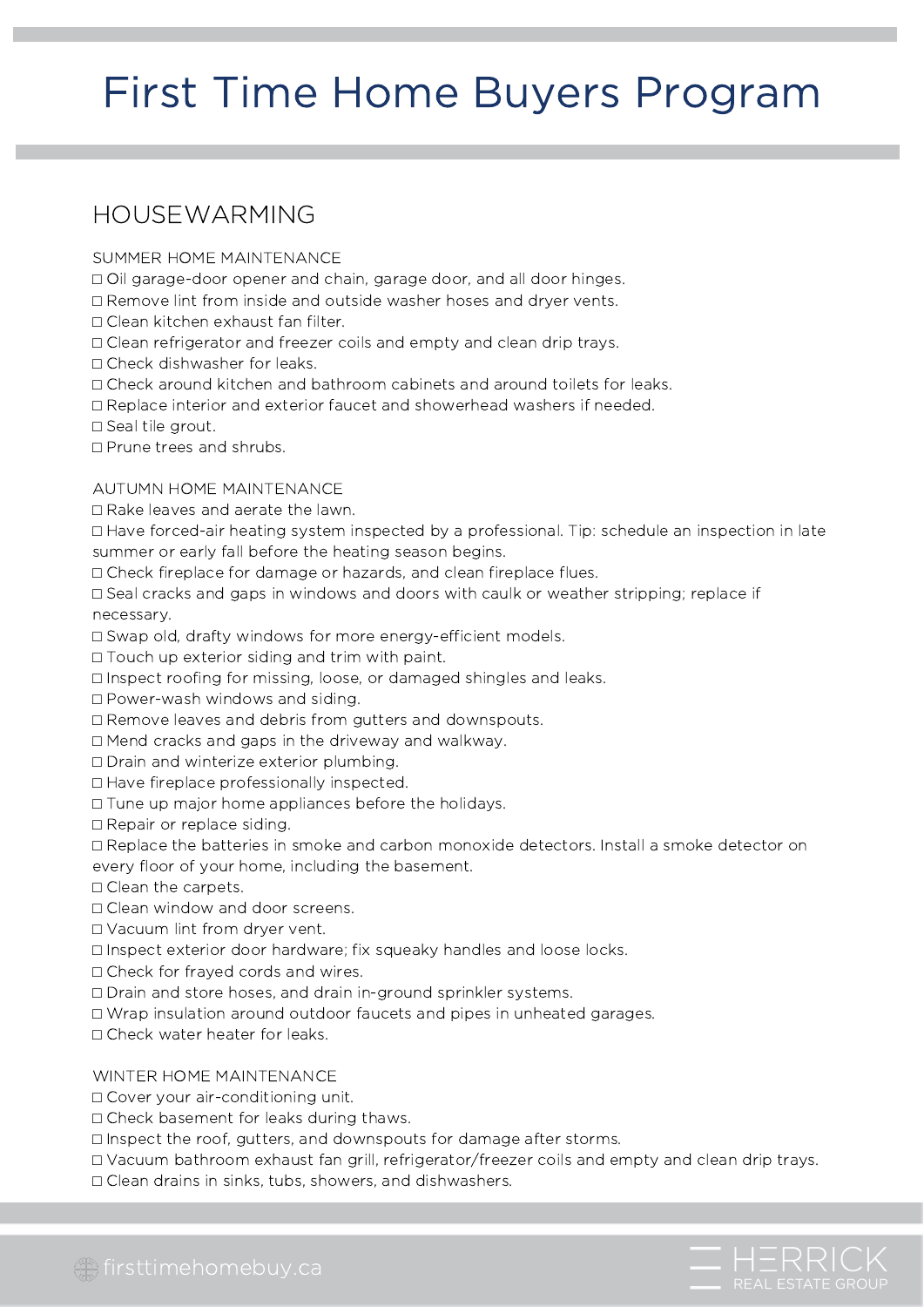# First Time Home Buyers Program

## HOUSEWARMING

SUMMER HOME MAINTENANCE

☐ Oil garage-door opener and chain, garage door, and all door hinges.
☐ Remove lint from inside and outside washer hoses and dryer vents.
☐ Clean kitchen exhaust fan filter.
☐ Clean refrigerator and freezer coils and empty and clean drip trays.
☐ Check dishwasher for leaks.
☐ Check around kitchen and bathroom cabinets and around toilets for leaks.
☐ Replace interior and exterior faucet and showerhead washers if needed.
☐ Seal tile grout.
☐ Prune trees and shrubs.

AUTUMN HOME MAINTENANCE

☐ Rake leaves and aerate the lawn.
☐ Have forced-air heating system inspected by a professional. Tip: schedule an inspection in late summer or early fall before the heating season begins.
☐ Check fireplace for damage or hazards, and clean fireplace flues.
☐ Seal cracks and gaps in windows and doors with caulk or weather stripping; replace if necessary.
☐ Swap old, drafty windows for more energy-efficient models.
☐ Touch up exterior siding and trim with paint.
☐ Inspect roofing for missing, loose, or damaged shingles and leaks.
☐ Power-wash windows and siding.
☐ Remove leaves and debris from gutters and downspouts.
☐ Mend cracks and gaps in the driveway and walkway.
☐ Drain and winterize exterior plumbing.
☐ Have fireplace professionally inspected.
☐ Tune up major home appliances before the holidays.
☐ Repair or replace siding.
☐ Replace the batteries in smoke and carbon monoxide detectors. Install a smoke detector on every floor of your home, including the basement.
☐ Clean the carpets.
☐ Clean window and door screens.
☐ Vacuum lint from dryer vent.
☐ Inspect exterior door hardware; fix squeaky handles and loose locks.
☐ Check for frayed cords and wires.
☐ Drain and store hoses, and drain in-ground sprinkler systems.
☐ Wrap insulation around outdoor faucets and pipes in unheated garages.
☐ Check water heater for leaks.

WINTER HOME MAINTENANCE

☐ Cover your air-conditioning unit.
☐ Check basement for leaks during thaws.
☐ Inspect the roof, gutters, and downspouts for damage after storms.
☐ Vacuum bathroom exhaust fan grill, refrigerator/freezer coils and empty and clean drip trays.
☐ Clean drains in sinks, tubs, showers, and dishwashers.

firsttimehomebuy.ca

HERRICK REAL ESTATE GROUP